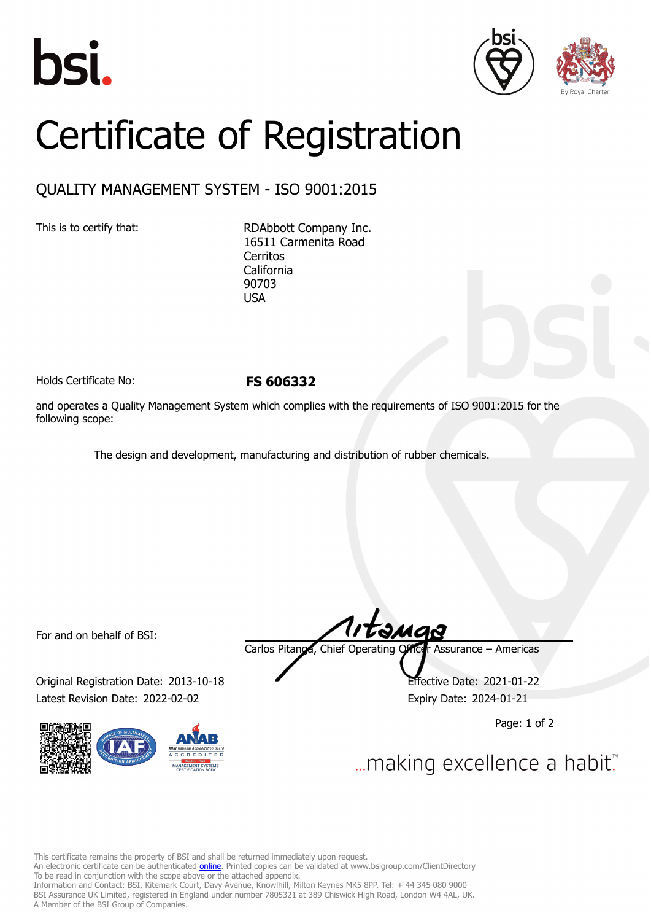# Certificate of Registration

## QUALITY MANAGEMENT SYSTEM - ISO 9001:2015

This is to certify that:

RDAbbott Company Inc.
16511 Carmenita Road
Cerritos
California
90703
USA

Holds Certificate No: **FS 606332**

and operates a Quality Management System which complies with the requirements of ISO 9001:2015 for the following scope:

The design and development, manufacturing and distribution of rubber chemicals.

For and on behalf of BSI:

Carlos Pitanga, Chief Operating Officer Assurance – Americas

Original Registration Date: 2013-10-18
Latest Revision Date: 2022-02-02

Effective Date: 2021-01-22
Expiry Date: 2024-01-21

...making excellence a habit.™

This certificate remains the property of BSI and shall be returned immediately upon request.
An electronic certificate can be authenticated online. Printed copies can be validated at www.bsigroup.com/ClientDirectory
To be read in conjunction with the scope above or the attached appendix.
Information and Contact: BSI, Kitemark Court, Davy Avenue, Knowlhill, Milton Keynes MK5 8PP. Tel: + 44 345 080 9000
BSI Assurance UK Limited, registered in England under number 7805321 at 389 Chiswick High Road, London W4 4AL, UK.
A Member of the BSI Group of Companies.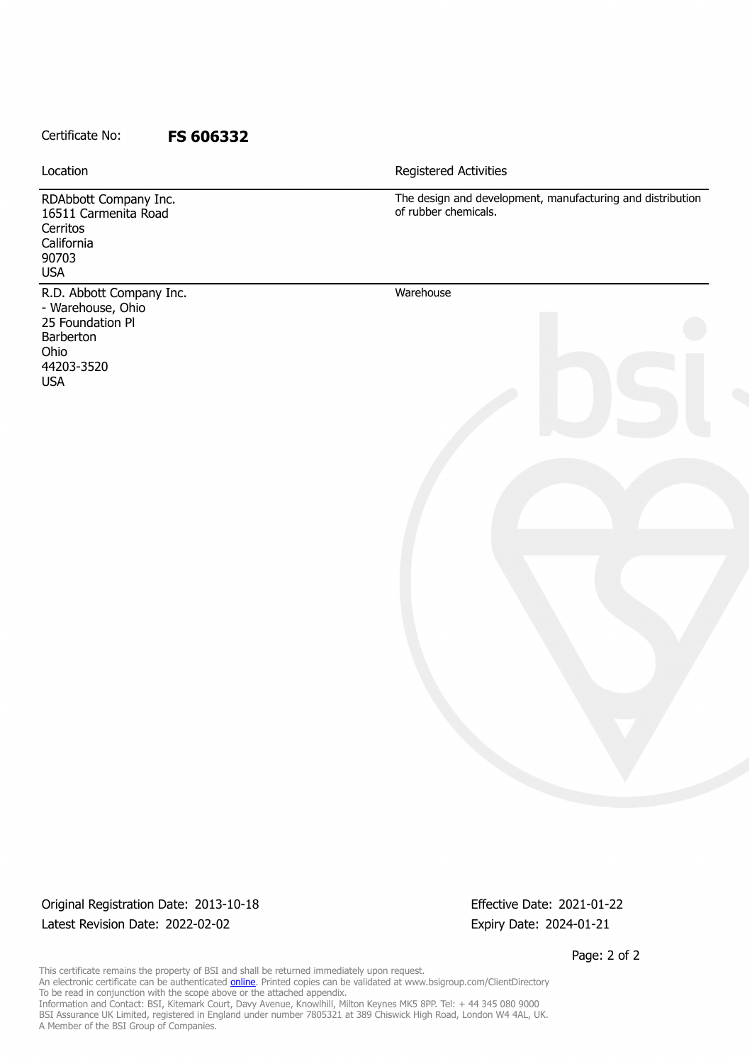Certificate No: **FS 606332**

| Location | Registered Activities |
| --- | --- |
| RDAbbott Company Inc.<br>16511 Carmenita Road<br>Cerritos<br>California<br>90703<br>USA | The design and development, manufacturing and distribution of rubber chemicals. |
| R.D. Abbott Company Inc.<br>- Warehouse, Ohio<br>25 Foundation Pl<br>Barberton<br>Ohio<br>44203-3520<br>USA | Warehouse |

Original Registration Date: 2013-10-18

Latest Revision Date: 2022-02-02

Effective Date: 2021-01-22

Expiry Date: 2024-01-21

This certificate remains the property of BSI and shall be returned immediately upon request.
An electronic certificate can be authenticated online. Printed copies can be validated at www.bsigroup.com/ClientDirectory
To be read in conjunction with the scope above or the attached appendix.
Information and Contact: BSI, Kitemark Court, Davy Avenue, Knowlhill, Milton Keynes MK5 8PP. Tel: + 44 345 080 9000
BSI Assurance UK Limited, registered in England under number 7805321 at 389 Chiswick High Road, London W4 4AL, UK.
A Member of the BSI Group of Companies.